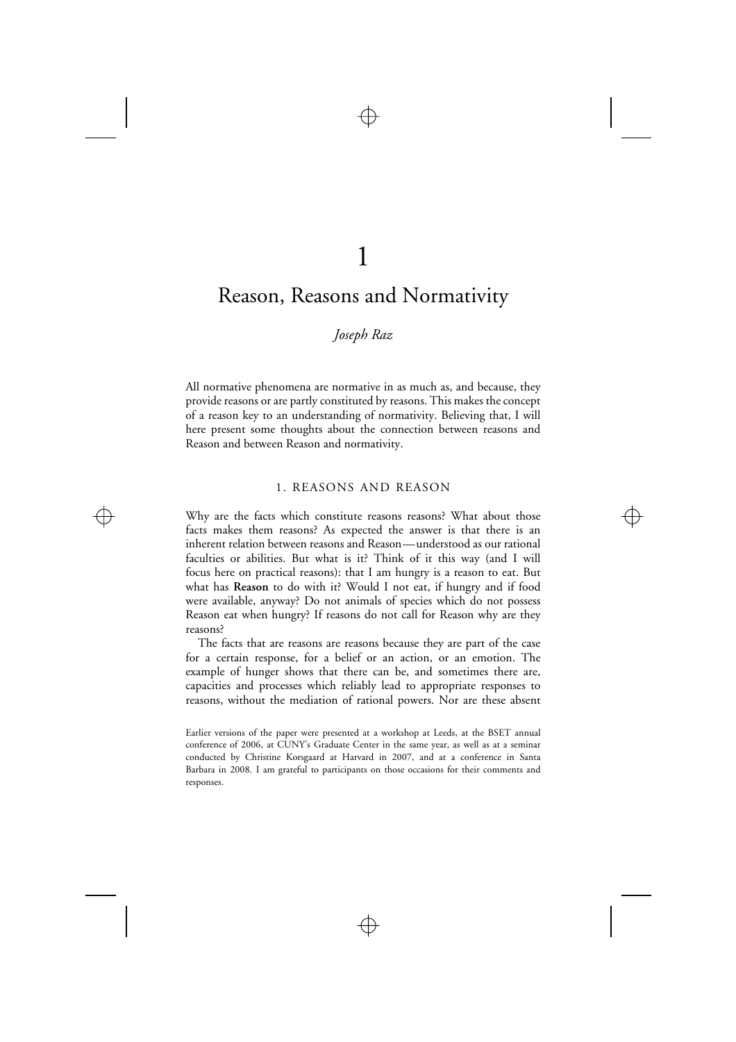# 1

# Reason, Reasons and Normativity

*Joseph Raz*

All normative phenomena are normative in as much as, and because, they provide reasons or are partly constituted by reasons. This makes the concept of a reason key to an understanding of normativity. Believing that, I will here present some thoughts about the connection between reasons and Reason and between Reason and normativity.

## 1. REASONS AND REASON

Why are the facts which constitute reasons reasons? What about those facts makes them reasons? As expected the answer is that there is an inherent relation between reasons and Reason—understood as our rational faculties or abilities. But what is it? Think of it this way (and I will focus here on practical reasons): that I am hungry is a reason to eat. But what has **Reason** to do with it? Would I not eat, if hungry and if food were available, anyway? Do not animals of species which do not possess Reason eat when hungry? If reasons do not call for Reason why are they reasons?

The facts that are reasons are reasons because they are part of the case for a certain response, for a belief or an action, or an emotion. The example of hunger shows that there can be, and sometimes there are, capacities and processes which reliably lead to appropriate responses to reasons, without the mediation of rational powers. Nor are these absent

Earlier versions of the paper were presented at a workshop at Leeds, at the BSET annual conference of 2006, at CUNY's Graduate Center in the same year, as well as at a seminar conducted by Christine Korsgaard at Harvard in 2007, and at a conference in Santa Barbara in 2008. I am grateful to participants on those occasions for their comments and responses.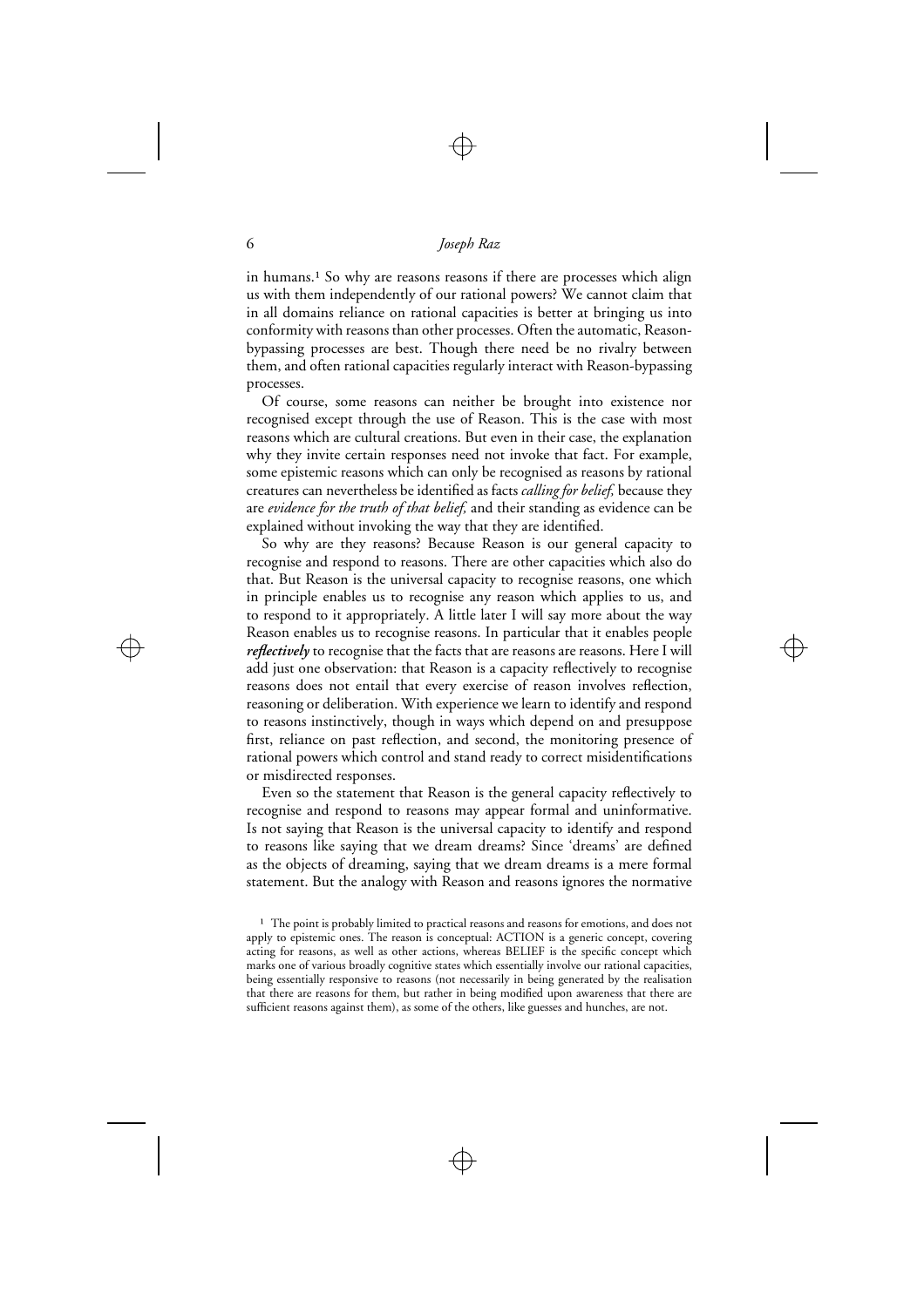in humans.[1] So why are reasons reasons if there are processes which align us with them independently of our rational powers? We cannot claim that in all domains reliance on rational capacities is better at bringing us into conformity with reasons than other processes. Often the automatic, Reason-bypassing processes are best. Though there need be no rivalry between them, and often rational capacities regularly interact with Reason-bypassing processes.

Of course, some reasons can neither be brought into existence nor recognised except through the use of Reason. This is the case with most reasons which are cultural creations. But even in their case, the explanation why they invite certain responses need not invoke that fact. For example, some epistemic reasons which can only be recognised as reasons by rational creatures can nevertheless be identified as facts *calling for belief,* because they are *evidence for the truth of that belief,* and their standing as evidence can be explained without invoking the way that they are identified.

So why are they reasons? Because Reason is our general capacity to recognise and respond to reasons. There are other capacities which also do that. But Reason is the universal capacity to recognise reasons, one which in principle enables us to recognise any reason which applies to us, and to respond to it appropriately. A little later I will say more about the way Reason enables us to recognise reasons. In particular that it enables people ***reflectively*** to recognise that the facts that are reasons are reasons. Here I will add just one observation: that Reason is a capacity reflectively to recognise reasons does not entail that every exercise of reason involves reflection, reasoning or deliberation. With experience we learn to identify and respond to reasons instinctively, though in ways which depend on and presuppose first, reliance on past reflection, and second, the monitoring presence of rational powers which control and stand ready to correct misidentifications or misdirected responses.

Even so the statement that Reason is the general capacity reflectively to recognise and respond to reasons may appear formal and uninformative. Is not saying that Reason is the universal capacity to identify and respond to reasons like saying that we dream dreams? Since 'dreams' are defined as the objects of dreaming, saying that we dream dreams is a mere formal statement. But the analogy with Reason and reasons ignores the normative

[1] The point is probably limited to practical reasons and reasons for emotions, and does not apply to epistemic ones. The reason is conceptual: ACTION is a generic concept, covering acting for reasons, as well as other actions, whereas BELIEF is the specific concept which marks one of various broadly cognitive states which essentially involve our rational capacities, being essentially responsive to reasons (not necessarily in being generated by the realisation that there are reasons for them, but rather in being modified upon awareness that there are sufficient reasons against them), as some of the others, like guesses and hunches, are not.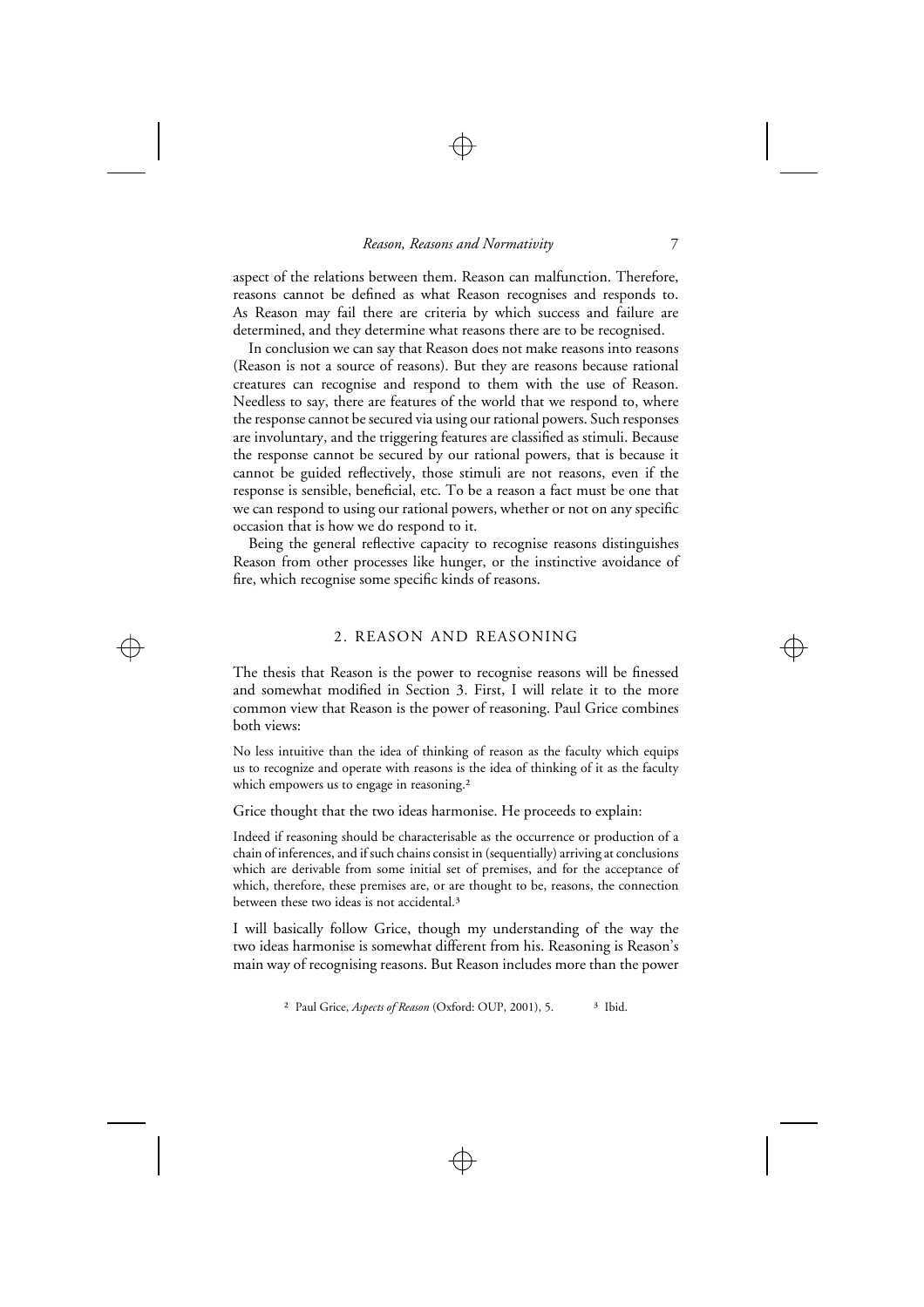aspect of the relations between them. Reason can malfunction. Therefore, reasons cannot be defined as what Reason recognises and responds to. As Reason may fail there are criteria by which success and failure are determined, and they determine what reasons there are to be recognised.

In conclusion we can say that Reason does not make reasons into reasons (Reason is not a source of reasons). But they are reasons because rational creatures can recognise and respond to them with the use of Reason. Needless to say, there are features of the world that we respond to, where the response cannot be secured via using our rational powers. Such responses are involuntary, and the triggering features are classified as stimuli. Because the response cannot be secured by our rational powers, that is because it cannot be guided reflectively, those stimuli are not reasons, even if the response is sensible, beneficial, etc. To be a reason a fact must be one that we can respond to using our rational powers, whether or not on any specific occasion that is how we do respond to it.

Being the general reflective capacity to recognise reasons distinguishes Reason from other processes like hunger, or the instinctive avoidance of fire, which recognise some specific kinds of reasons.

## 2. REASON AND REASONING

The thesis that Reason is the power to recognise reasons will be finessed and somewhat modified in Section 3. First, I will relate it to the more common view that Reason is the power of reasoning. Paul Grice combines both views:

> No less intuitive than the idea of thinking of reason as the faculty which equips us to recognize and operate with reasons is the idea of thinking of it as the faculty which empowers us to engage in reasoning.[2]

Grice thought that the two ideas harmonise. He proceeds to explain:

> Indeed if reasoning should be characterisable as the occurrence or production of a chain of inferences, and if such chains consist in (sequentially) arriving at conclusions which are derivable from some initial set of premises, and for the acceptance of which, therefore, these premises are, or are thought to be, reasons, the connection between these two ideas is not accidental.[3]

I will basically follow Grice, though my understanding of the way the two ideas harmonise is somewhat different from his. Reasoning is Reason's main way of recognising reasons. But Reason includes more than the power

[2] Paul Grice, *Aspects of Reason* (Oxford: OUP, 2001), 5. [3] Ibid.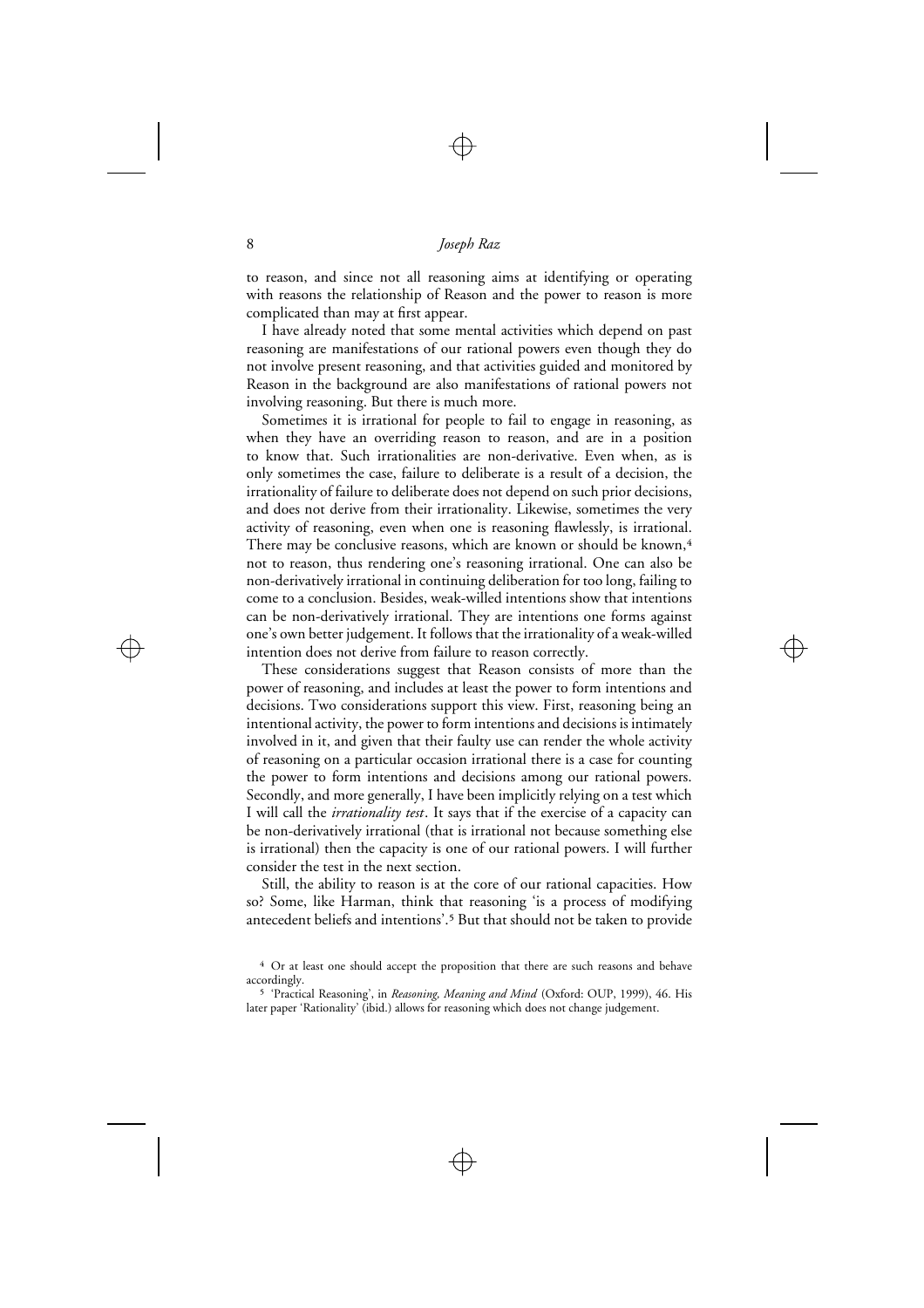to reason, and since not all reasoning aims at identifying or operating with reasons the relationship of Reason and the power to reason is more complicated than may at first appear.

I have already noted that some mental activities which depend on past reasoning are manifestations of our rational powers even though they do not involve present reasoning, and that activities guided and monitored by Reason in the background are also manifestations of rational powers not involving reasoning. But there is much more.

Sometimes it is irrational for people to fail to engage in reasoning, as when they have an overriding reason to reason, and are in a position to know that. Such irrationalities are non-derivative. Even when, as is only sometimes the case, failure to deliberate is a result of a decision, the irrationality of failure to deliberate does not depend on such prior decisions, and does not derive from their irrationality. Likewise, sometimes the very activity of reasoning, even when one is reasoning flawlessly, is irrational. There may be conclusive reasons, which are known or should be known,[4] not to reason, thus rendering one's reasoning irrational. One can also be non-derivatively irrational in continuing deliberation for too long, failing to come to a conclusion. Besides, weak-willed intentions show that intentions can be non-derivatively irrational. They are intentions one forms against one's own better judgement. It follows that the irrationality of a weak-willed intention does not derive from failure to reason correctly.

These considerations suggest that Reason consists of more than the power of reasoning, and includes at least the power to form intentions and decisions. Two considerations support this view. First, reasoning being an intentional activity, the power to form intentions and decisions is intimately involved in it, and given that their faulty use can render the whole activity of reasoning on a particular occasion irrational there is a case for counting the power to form intentions and decisions among our rational powers. Secondly, and more generally, I have been implicitly relying on a test which I will call the *irrationality test*. It says that if the exercise of a capacity can be non-derivatively irrational (that is irrational not because something else is irrational) then the capacity is one of our rational powers. I will further consider the test in the next section.

Still, the ability to reason is at the core of our rational capacities. How so? Some, like Harman, think that reasoning 'is a process of modifying antecedent beliefs and intentions'.[5] But that should not be taken to provide

[4] Or at least one should accept the proposition that there are such reasons and behave accordingly.

[5] 'Practical Reasoning', in *Reasoning, Meaning and Mind* (Oxford: OUP, 1999), 46. His later paper 'Rationality' (ibid.) allows for reasoning which does not change judgement.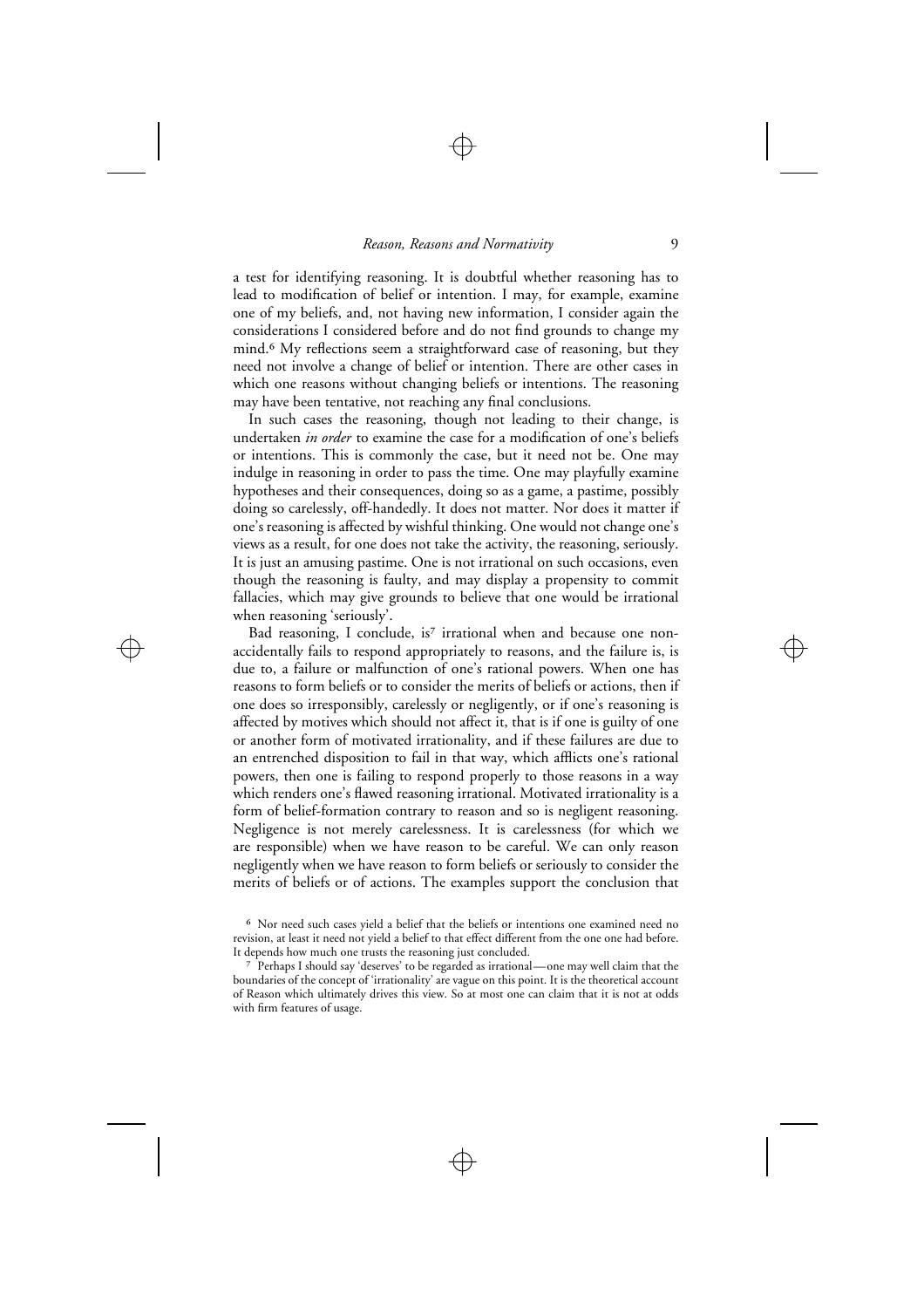a test for identifying reasoning. It is doubtful whether reasoning has to lead to modification of belief or intention. I may, for example, examine one of my beliefs, and, not having new information, I consider again the considerations I considered before and do not find grounds to change my mind.[6] My reflections seem a straightforward case of reasoning, but they need not involve a change of belief or intention. There are other cases in which one reasons without changing beliefs or intentions. The reasoning may have been tentative, not reaching any final conclusions.

In such cases the reasoning, though not leading to their change, is undertaken *in order* to examine the case for a modification of one's beliefs or intentions. This is commonly the case, but it need not be. One may indulge in reasoning in order to pass the time. One may playfully examine hypotheses and their consequences, doing so as a game, a pastime, possibly doing so carelessly, off-handedly. It does not matter. Nor does it matter if one's reasoning is affected by wishful thinking. One would not change one's views as a result, for one does not take the activity, the reasoning, seriously. It is just an amusing pastime. One is not irrational on such occasions, even though the reasoning is faulty, and may display a propensity to commit fallacies, which may give grounds to believe that one would be irrational when reasoning 'seriously'.

Bad reasoning, I conclude, is[7] irrational when and because one non-accidentally fails to respond appropriately to reasons, and the failure is, is due to, a failure or malfunction of one's rational powers. When one has reasons to form beliefs or to consider the merits of beliefs or actions, then if one does so irresponsibly, carelessly or negligently, or if one's reasoning is affected by motives which should not affect it, that is if one is guilty of one or another form of motivated irrationality, and if these failures are due to an entrenched disposition to fail in that way, which afflicts one's rational powers, then one is failing to respond properly to those reasons in a way which renders one's flawed reasoning irrational. Motivated irrationality is a form of belief-formation contrary to reason and so is negligent reasoning. Negligence is not merely carelessness. It is carelessness (for which we are responsible) when we have reason to be careful. We can only reason negligently when we have reason to form beliefs or seriously to consider the merits of beliefs or of actions. The examples support the conclusion that

[6] Nor need such cases yield a belief that the beliefs or intentions one examined need no revision, at least it need not yield a belief to that effect different from the one one had before. It depends how much one trusts the reasoning just concluded.

[7] Perhaps I should say 'deserves' to be regarded as irrational—one may well claim that the boundaries of the concept of 'irrationality' are vague on this point. It is the theoretical account of Reason which ultimately drives this view. So at most one can claim that it is not at odds with firm features of usage.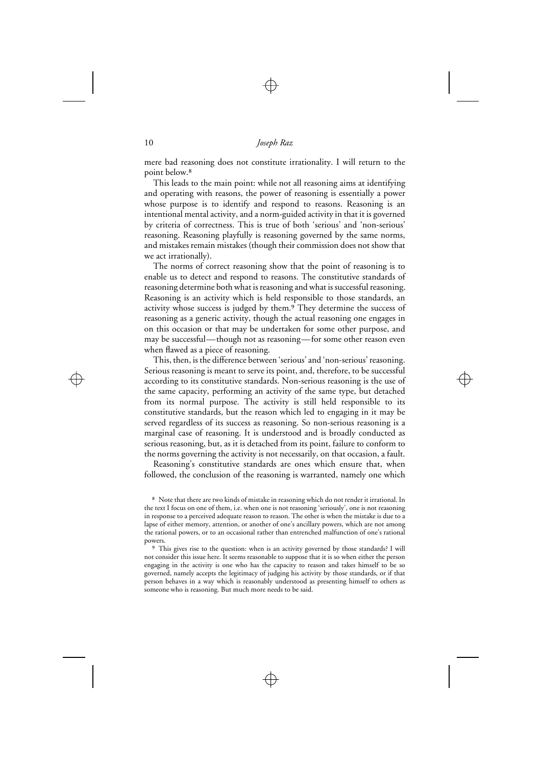mere bad reasoning does not constitute irrationality. I will return to the point below.[8]

This leads to the main point: while not all reasoning aims at identifying and operating with reasons, the power of reasoning is essentially a power whose purpose is to identify and respond to reasons. Reasoning is an intentional mental activity, and a norm-guided activity in that it is governed by criteria of correctness. This is true of both 'serious' and 'non-serious' reasoning. Reasoning playfully is reasoning governed by the same norms, and mistakes remain mistakes (though their commission does not show that we act irrationally).

The norms of correct reasoning show that the point of reasoning is to enable us to detect and respond to reasons. The constitutive standards of reasoning determine both what is reasoning and what is successful reasoning. Reasoning is an activity which is held responsible to those standards, an activity whose success is judged by them.[9] They determine the success of reasoning as a generic activity, though the actual reasoning one engages in on this occasion or that may be undertaken for some other purpose, and may be successful—though not as reasoning—for some other reason even when flawed as a piece of reasoning.

This, then, is the difference between 'serious' and 'non-serious' reasoning. Serious reasoning is meant to serve its point, and, therefore, to be successful according to its constitutive standards. Non-serious reasoning is the use of the same capacity, performing an activity of the same type, but detached from its normal purpose. The activity is still held responsible to its constitutive standards, but the reason which led to engaging in it may be served regardless of its success as reasoning. So non-serious reasoning is a marginal case of reasoning. It is understood and is broadly conducted as serious reasoning, but, as it is detached from its point, failure to conform to the norms governing the activity is not necessarily, on that occasion, a fault.

Reasoning's constitutive standards are ones which ensure that, when followed, the conclusion of the reasoning is warranted, namely one which

[8] Note that there are two kinds of mistake in reasoning which do not render it irrational. In the text I focus on one of them, i.e. when one is not reasoning 'seriously', one is not reasoning in response to a perceived adequate reason to reason. The other is when the mistake is due to a lapse of either memory, attention, or another of one's ancillary powers, which are not among the rational powers, or to an occasional rather than entrenched malfunction of one's rational powers.

[9] This gives rise to the question: when is an activity governed by those standards? I will not consider this issue here. It seems reasonable to suppose that it is so when either the person engaging in the activity is one who has the capacity to reason and takes himself to be so governed, namely accepts the legitimacy of judging his activity by those standards, or if that person behaves in a way which is reasonably understood as presenting himself to others as someone who is reasoning. But much more needs to be said.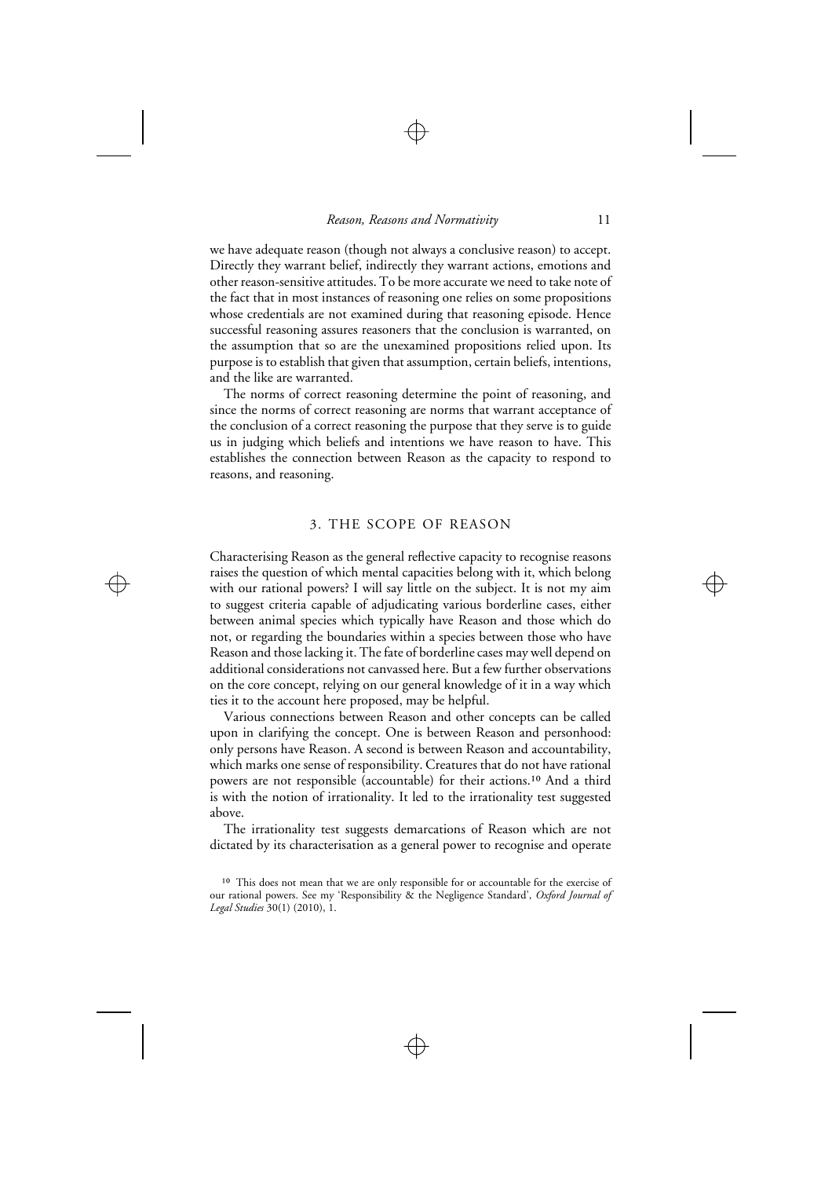we have adequate reason (though not always a conclusive reason) to accept. Directly they warrant belief, indirectly they warrant actions, emotions and other reason-sensitive attitudes. To be more accurate we need to take note of the fact that in most instances of reasoning one relies on some propositions whose credentials are not examined during that reasoning episode. Hence successful reasoning assures reasoners that the conclusion is warranted, on the assumption that so are the unexamined propositions relied upon. Its purpose is to establish that given that assumption, certain beliefs, intentions, and the like are warranted.

The norms of correct reasoning determine the point of reasoning, and since the norms of correct reasoning are norms that warrant acceptance of the conclusion of a correct reasoning the purpose that they serve is to guide us in judging which beliefs and intentions we have reason to have. This establishes the connection between Reason as the capacity to respond to reasons, and reasoning.

## 3. THE SCOPE OF REASON

Characterising Reason as the general reflective capacity to recognise reasons raises the question of which mental capacities belong with it, which belong with our rational powers? I will say little on the subject. It is not my aim to suggest criteria capable of adjudicating various borderline cases, either between animal species which typically have Reason and those which do not, or regarding the boundaries within a species between those who have Reason and those lacking it. The fate of borderline cases may well depend on additional considerations not canvassed here. But a few further observations on the core concept, relying on our general knowledge of it in a way which ties it to the account here proposed, may be helpful.

Various connections between Reason and other concepts can be called upon in clarifying the concept. One is between Reason and personhood: only persons have Reason. A second is between Reason and accountability, which marks one sense of responsibility. Creatures that do not have rational powers are not responsible (accountable) for their actions.[10] And a third is with the notion of irrationality. It led to the irrationality test suggested above.

The irrationality test suggests demarcations of Reason which are not dictated by its characterisation as a general power to recognise and operate

[10] This does not mean that we are only responsible for or accountable for the exercise of our rational powers. See my 'Responsibility & the Negligence Standard', *Oxford Journal of Legal Studies* 30(1) (2010), 1.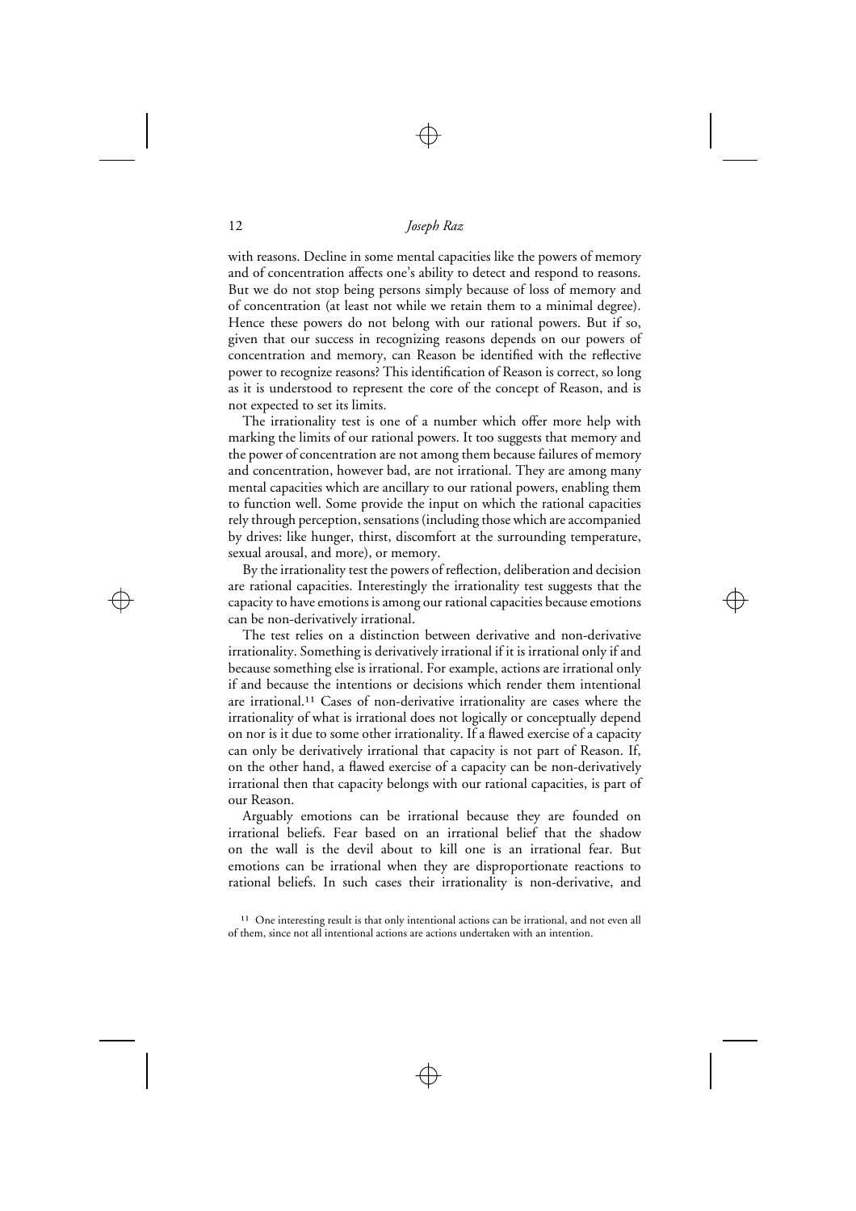with reasons. Decline in some mental capacities like the powers of memory and of concentration affects one's ability to detect and respond to reasons. But we do not stop being persons simply because of loss of memory and of concentration (at least not while we retain them to a minimal degree). Hence these powers do not belong with our rational powers. But if so, given that our success in recognizing reasons depends on our powers of concentration and memory, can Reason be identified with the reflective power to recognize reasons? This identification of Reason is correct, so long as it is understood to represent the core of the concept of Reason, and is not expected to set its limits.

The irrationality test is one of a number which offer more help with marking the limits of our rational powers. It too suggests that memory and the power of concentration are not among them because failures of memory and concentration, however bad, are not irrational. They are among many mental capacities which are ancillary to our rational powers, enabling them to function well. Some provide the input on which the rational capacities rely through perception, sensations (including those which are accompanied by drives: like hunger, thirst, discomfort at the surrounding temperature, sexual arousal, and more), or memory.

By the irrationality test the powers of reflection, deliberation and decision are rational capacities. Interestingly the irrationality test suggests that the capacity to have emotions is among our rational capacities because emotions can be non-derivatively irrational.

The test relies on a distinction between derivative and non-derivative irrationality. Something is derivatively irrational if it is irrational only if and because something else is irrational. For example, actions are irrational only if and because the intentions or decisions which render them intentional are irrational.[11] Cases of non-derivative irrationality are cases where the irrationality of what is irrational does not logically or conceptually depend on nor is it due to some other irrationality. If a flawed exercise of a capacity can only be derivatively irrational that capacity is not part of Reason. If, on the other hand, a flawed exercise of a capacity can be non-derivatively irrational then that capacity belongs with our rational capacities, is part of our Reason.

Arguably emotions can be irrational because they are founded on irrational beliefs. Fear based on an irrational belief that the shadow on the wall is the devil about to kill one is an irrational fear. But emotions can be irrational when they are disproportionate reactions to rational beliefs. In such cases their irrationality is non-derivative, and

[11] One interesting result is that only intentional actions can be irrational, and not even all of them, since not all intentional actions are actions undertaken with an intention.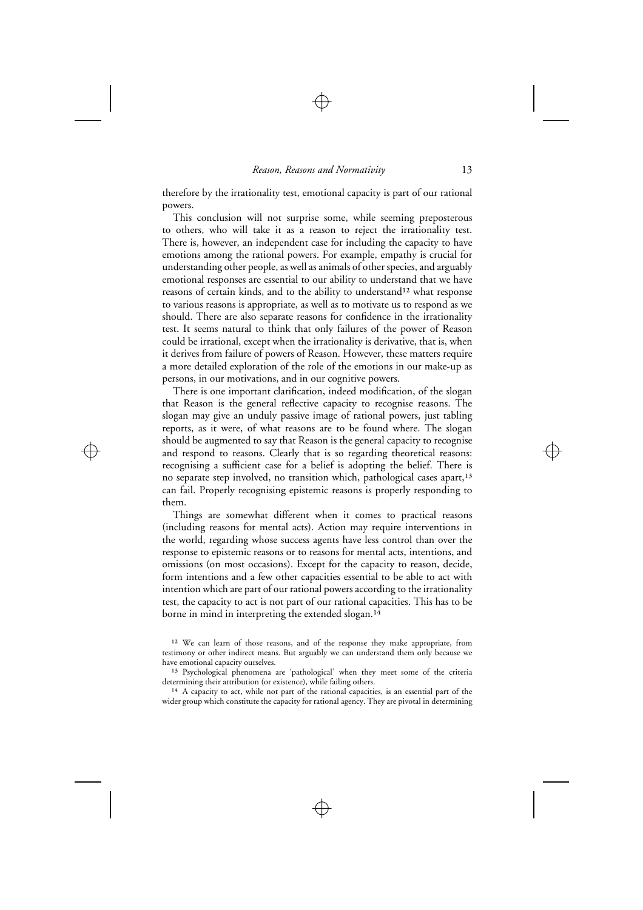therefore by the irrationality test, emotional capacity is part of our rational powers.

This conclusion will not surprise some, while seeming preposterous to others, who will take it as a reason to reject the irrationality test. There is, however, an independent case for including the capacity to have emotions among the rational powers. For example, empathy is crucial for understanding other people, as well as animals of other species, and arguably emotional responses are essential to our ability to understand that we have reasons of certain kinds, and to the ability to understand[12] what response to various reasons is appropriate, as well as to motivate us to respond as we should. There are also separate reasons for confidence in the irrationality test. It seems natural to think that only failures of the power of Reason could be irrational, except when the irrationality is derivative, that is, when it derives from failure of powers of Reason. However, these matters require a more detailed exploration of the role of the emotions in our make-up as persons, in our motivations, and in our cognitive powers.

There is one important clarification, indeed modification, of the slogan that Reason is the general reflective capacity to recognise reasons. The slogan may give an unduly passive image of rational powers, just tabling reports, as it were, of what reasons are to be found where. The slogan should be augmented to say that Reason is the general capacity to recognise and respond to reasons. Clearly that is so regarding theoretical reasons: recognising a sufficient case for a belief is adopting the belief. There is no separate step involved, no transition which, pathological cases apart,[13] can fail. Properly recognising epistemic reasons is properly responding to them.

Things are somewhat different when it comes to practical reasons (including reasons for mental acts). Action may require interventions in the world, regarding whose success agents have less control than over the response to epistemic reasons or to reasons for mental acts, intentions, and omissions (on most occasions). Except for the capacity to reason, decide, form intentions and a few other capacities essential to be able to act with intention which are part of our rational powers according to the irrationality test, the capacity to act is not part of our rational capacities. This has to be borne in mind in interpreting the extended slogan.[14]

[12] We can learn of those reasons, and of the response they make appropriate, from testimony or other indirect means. But arguably we can understand them only because we have emotional capacity ourselves.

[13] Psychological phenomena are 'pathological' when they meet some of the criteria determining their attribution (or existence), while failing others.

[14] A capacity to act, while not part of the rational capacities, is an essential part of the wider group which constitute the capacity for rational agency. They are pivotal in determining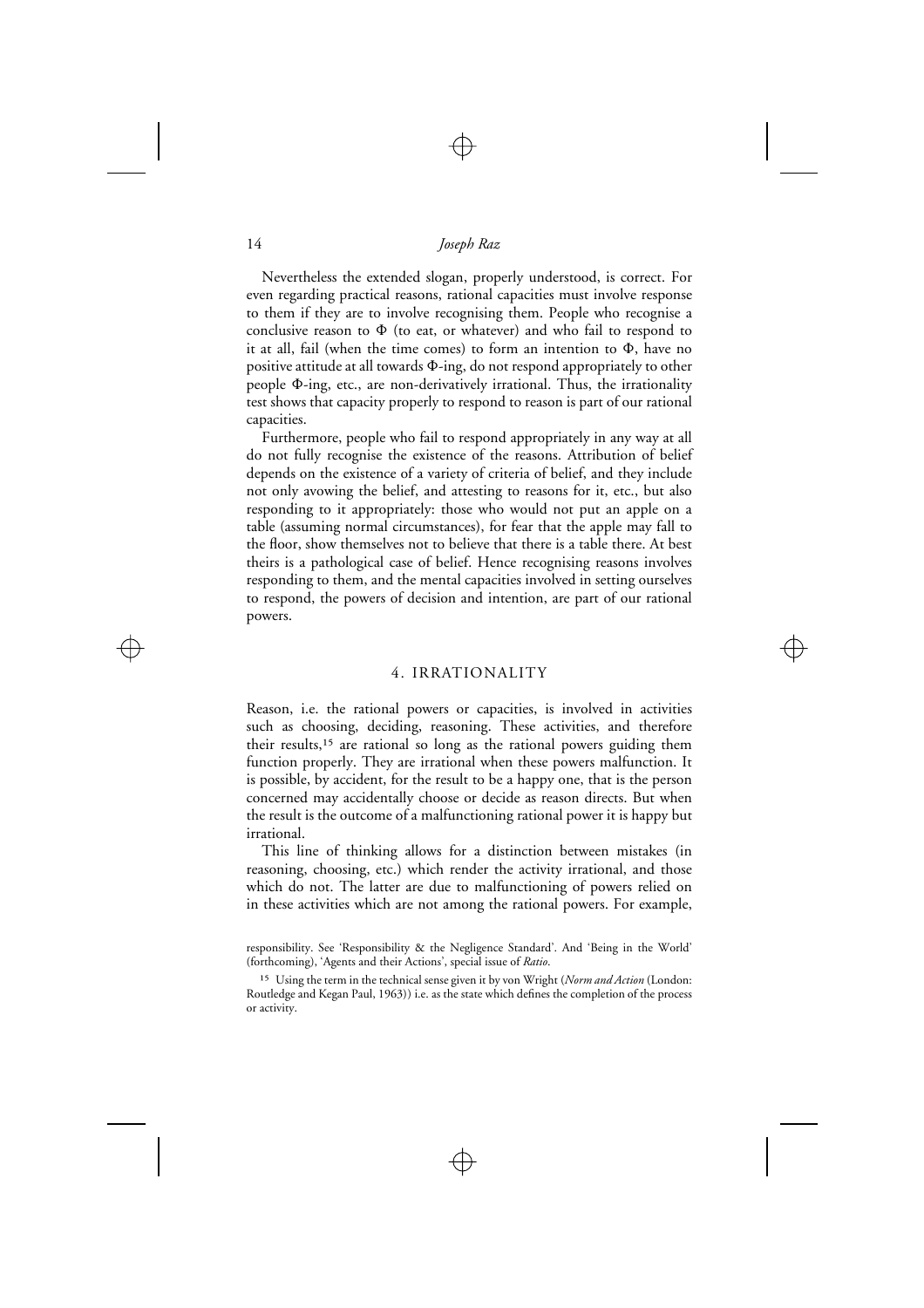Nevertheless the extended slogan, properly understood, is correct. For even regarding practical reasons, rational capacities must involve response to them if they are to involve recognising them. People who recognise a conclusive reason to $\Phi$ (to eat, or whatever) and who fail to respond to it at all, fail (when the time comes) to form an intention to $\Phi$, have no positive attitude at all towards $\Phi$-ing, do not respond appropriately to other people $\Phi$-ing, etc., are non-derivatively irrational. Thus, the irrationality test shows that capacity properly to respond to reason is part of our rational capacities.

Furthermore, people who fail to respond appropriately in any way at all do not fully recognise the existence of the reasons. Attribution of belief depends on the existence of a variety of criteria of belief, and they include not only avowing the belief, and attesting to reasons for it, etc., but also responding to it appropriately: those who would not put an apple on a table (assuming normal circumstances), for fear that the apple may fall to the floor, show themselves not to believe that there is a table there. At best theirs is a pathological case of belief. Hence recognising reasons involves responding to them, and the mental capacities involved in setting ourselves to respond, the powers of decision and intention, are part of our rational powers.

## 4. IRRATIONALITY

Reason, i.e. the rational powers or capacities, is involved in activities such as choosing, deciding, reasoning. These activities, and therefore their results,[15] are rational so long as the rational powers guiding them function properly. They are irrational when these powers malfunction. It is possible, by accident, for the result to be a happy one, that is the person concerned may accidentally choose or decide as reason directs. But when the result is the outcome of a malfunctioning rational power it is happy but irrational.

This line of thinking allows for a distinction between mistakes (in reasoning, choosing, etc.) which render the activity irrational, and those which do not. The latter are due to malfunctioning of powers relied on in these activities which are not among the rational powers. For example,

---

responsibility. See 'Responsibility & the Negligence Standard'. And 'Being in the World' (forthcoming), 'Agents and their Actions', special issue of *Ratio*.

[15] Using the term in the technical sense given it by von Wright (*Norm and Action* (London: Routledge and Kegan Paul, 1963)) i.e. as the state which defines the completion of the process or activity.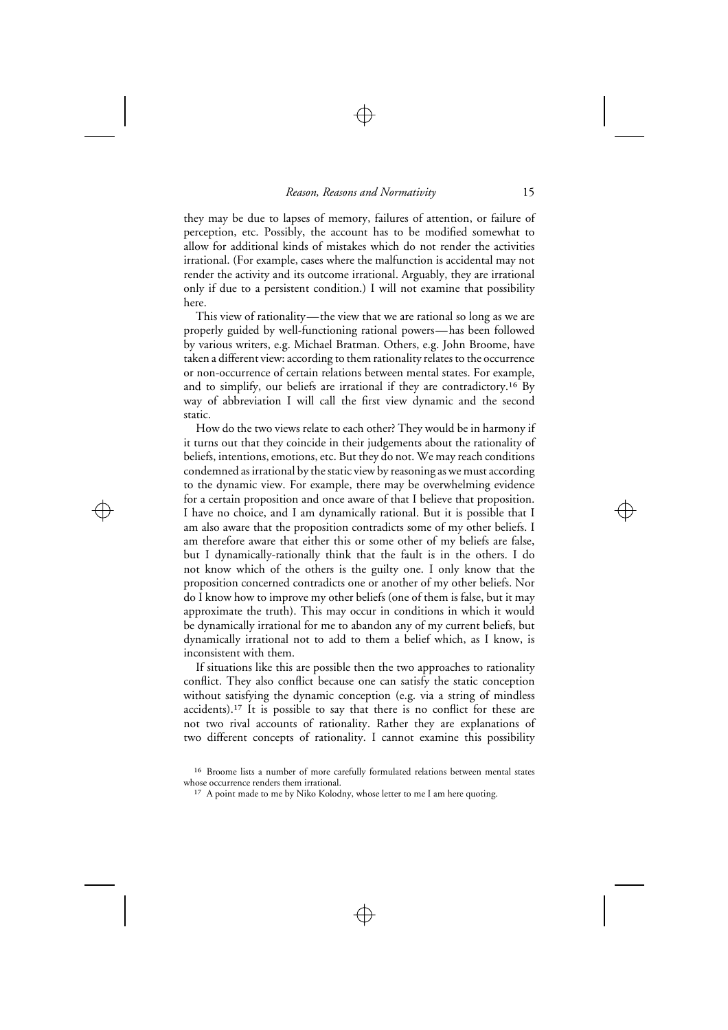they may be due to lapses of memory, failures of attention, or failure of perception, etc. Possibly, the account has to be modified somewhat to allow for additional kinds of mistakes which do not render the activities irrational. (For example, cases where the malfunction is accidental may not render the activity and its outcome irrational. Arguably, they are irrational only if due to a persistent condition.) I will not examine that possibility here.

This view of rationality—the view that we are rational so long as we are properly guided by well-functioning rational powers—has been followed by various writers, e.g. Michael Bratman. Others, e.g. John Broome, have taken a different view: according to them rationality relates to the occurrence or non-occurrence of certain relations between mental states. For example, and to simplify, our beliefs are irrational if they are contradictory.[16] By way of abbreviation I will call the first view dynamic and the second static.

How do the two views relate to each other? They would be in harmony if it turns out that they coincide in their judgements about the rationality of beliefs, intentions, emotions, etc. But they do not. We may reach conditions condemned as irrational by the static view by reasoning as we must according to the dynamic view. For example, there may be overwhelming evidence for a certain proposition and once aware of that I believe that proposition. I have no choice, and I am dynamically rational. But it is possible that I am also aware that the proposition contradicts some of my other beliefs. I am therefore aware that either this or some other of my beliefs are false, but I dynamically-rationally think that the fault is in the others. I do not know which of the others is the guilty one. I only know that the proposition concerned contradicts one or another of my other beliefs. Nor do I know how to improve my other beliefs (one of them is false, but it may approximate the truth). This may occur in conditions in which it would be dynamically irrational for me to abandon any of my current beliefs, but dynamically irrational not to add to them a belief which, as I know, is inconsistent with them.

If situations like this are possible then the two approaches to rationality conflict. They also conflict because one can satisfy the static conception without satisfying the dynamic conception (e.g. via a string of mindless accidents).[17] It is possible to say that there is no conflict for these are not two rival accounts of rationality. Rather they are explanations of two different concepts of rationality. I cannot examine this possibility

[16] Broome lists a number of more carefully formulated relations between mental states whose occurrence renders them irrational.

[17] A point made to me by Niko Kolodny, whose letter to me I am here quoting.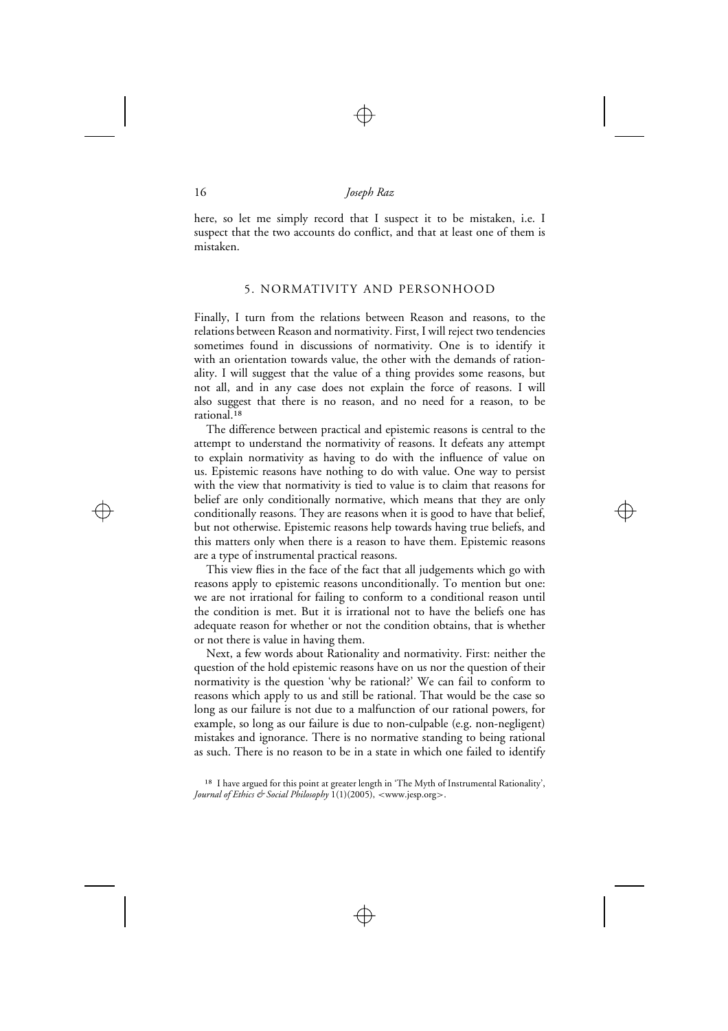here, so let me simply record that I suspect it to be mistaken, i.e. I suspect that the two accounts do conflict, and that at least one of them is mistaken.

## 5. NORMATIVITY AND PERSONHOOD

Finally, I turn from the relations between Reason and reasons, to the relations between Reason and normativity. First, I will reject two tendencies sometimes found in discussions of normativity. One is to identify it with an orientation towards value, the other with the demands of rationality. I will suggest that the value of a thing provides some reasons, but not all, and in any case does not explain the force of reasons. I will also suggest that there is no reason, and no need for a reason, to be rational.[18]

The difference between practical and epistemic reasons is central to the attempt to understand the normativity of reasons. It defeats any attempt to explain normativity as having to do with the influence of value on us. Epistemic reasons have nothing to do with value. One way to persist with the view that normativity is tied to value is to claim that reasons for belief are only conditionally normative, which means that they are only conditionally reasons. They are reasons when it is good to have that belief, but not otherwise. Epistemic reasons help towards having true beliefs, and this matters only when there is a reason to have them. Epistemic reasons are a type of instrumental practical reasons.

This view flies in the face of the fact that all judgements which go with reasons apply to epistemic reasons unconditionally. To mention but one: we are not irrational for failing to conform to a conditional reason until the condition is met. But it is irrational not to have the beliefs one has adequate reason for whether or not the condition obtains, that is whether or not there is value in having them.

Next, a few words about Rationality and normativity. First: neither the question of the hold epistemic reasons have on us nor the question of their normativity is the question 'why be rational?' We can fail to conform to reasons which apply to us and still be rational. That would be the case so long as our failure is not due to a malfunction of our rational powers, for example, so long as our failure is due to non-culpable (e.g. non-negligent) mistakes and ignorance. There is no normative standing to being rational as such. There is no reason to be in a state in which one failed to identify

[18] I have argued for this point at greater length in 'The Myth of Instrumental Rationality', *Journal of Ethics & Social Philosophy* 1(1)(2005), <www.jesp.org>.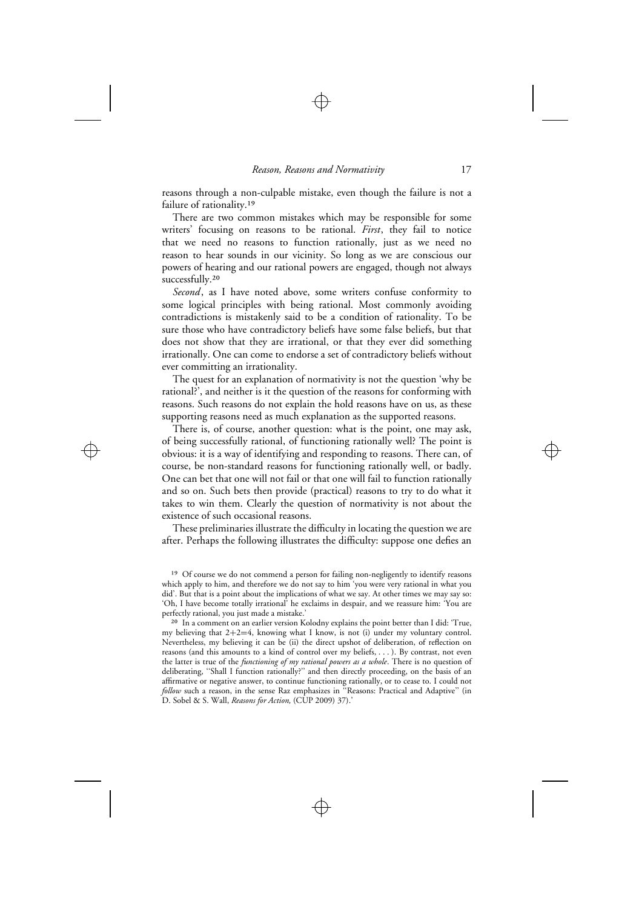reasons through a non-culpable mistake, even though the failure is not a failure of rationality.[19]

There are two common mistakes which may be responsible for some writers' focusing on reasons to be rational. *First*, they fail to notice that we need no reasons to function rationally, just as we need no reason to hear sounds in our vicinity. So long as we are conscious our powers of hearing and our rational powers are engaged, though not always successfully.[20]

*Second*, as I have noted above, some writers confuse conformity to some logical principles with being rational. Most commonly avoiding contradictions is mistakenly said to be a condition of rationality. To be sure those who have contradictory beliefs have some false beliefs, but that does not show that they are irrational, or that they ever did something irrationally. One can come to endorse a set of contradictory beliefs without ever committing an irrationality.

The quest for an explanation of normativity is not the question 'why be rational?', and neither is it the question of the reasons for conforming with reasons. Such reasons do not explain the hold reasons have on us, as these supporting reasons need as much explanation as the supported reasons.

There is, of course, another question: what is the point, one may ask, of being successfully rational, of functioning rationally well? The point is obvious: it is a way of identifying and responding to reasons. There can, of course, be non-standard reasons for functioning rationally well, or badly. One can bet that one will not fail or that one will fail to function rationally and so on. Such bets then provide (practical) reasons to try to do what it takes to win them. Clearly the question of normativity is not about the existence of such occasional reasons.

These preliminaries illustrate the difficulty in locating the question we are after. Perhaps the following illustrates the difficulty: suppose one defies an

[19] Of course we do not commend a person for failing non-negligently to identify reasons which apply to him, and therefore we do not say to him 'you were very rational in what you did'. But that is a point about the implications of what we say. At other times we may say so: 'Oh, I have become totally irrational' he exclaims in despair, and we reassure him: 'You are perfectly rational, you just made a mistake.'

[20] In a comment on an earlier version Kolodny explains the point better than I did: 'True, my believing that $2+2=4$, knowing what I know, is not (i) under my voluntary control. Nevertheless, my believing it can be (ii) the direct upshot of deliberation, of reflection on reasons (and this amounts to a kind of control over my beliefs, . . . ). By contrast, not even the latter is true of the *functioning of my rational powers as a whole*. There is no question of deliberating, "Shall I function rationally?" and then directly proceeding, on the basis of an affirmative or negative answer, to continue functioning rationally, or to cease to. I could not *follow* such a reason, in the sense Raz emphasizes in "Reasons: Practical and Adaptive" (in D. Sobel & S. Wall, *Reasons for Action,* (CUP 2009) 37).'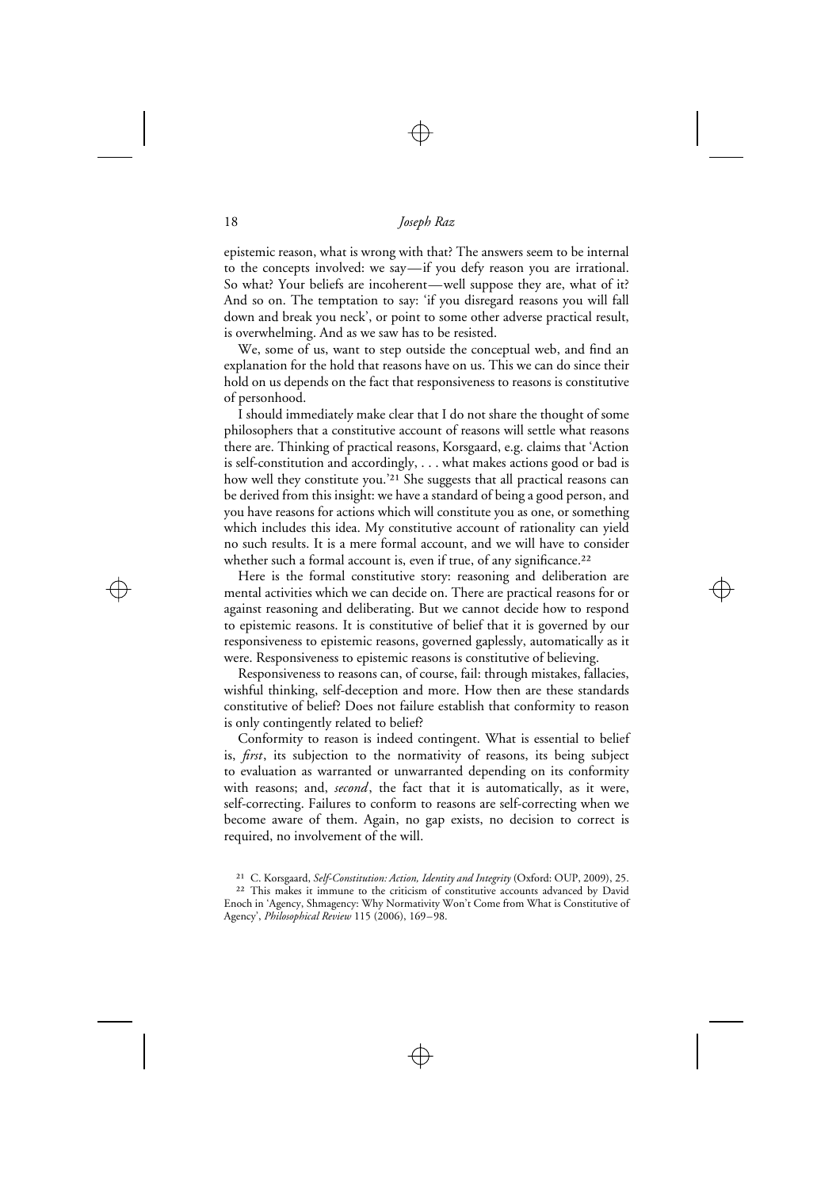epistemic reason, what is wrong with that? The answers seem to be internal to the concepts involved: we say—if you defy reason you are irrational. So what? Your beliefs are incoherent—well suppose they are, what of it? And so on. The temptation to say: 'if you disregard reasons you will fall down and break you neck', or point to some other adverse practical result, is overwhelming. And as we saw has to be resisted.

We, some of us, want to step outside the conceptual web, and find an explanation for the hold that reasons have on us. This we can do since their hold on us depends on the fact that responsiveness to reasons is constitutive of personhood.

I should immediately make clear that I do not share the thought of some philosophers that a constitutive account of reasons will settle what reasons there are. Thinking of practical reasons, Korsgaard, e.g. claims that 'Action is self-constitution and accordingly, . . . what makes actions good or bad is how well they constitute you.'[21] She suggests that all practical reasons can be derived from this insight: we have a standard of being a good person, and you have reasons for actions which will constitute you as one, or something which includes this idea. My constitutive account of rationality can yield no such results. It is a mere formal account, and we will have to consider whether such a formal account is, even if true, of any significance.[22]

Here is the formal constitutive story: reasoning and deliberation are mental activities which we can decide on. There are practical reasons for or against reasoning and deliberating. But we cannot decide how to respond to epistemic reasons. It is constitutive of belief that it is governed by our responsiveness to epistemic reasons, governed gaplessly, automatically as it were. Responsiveness to epistemic reasons is constitutive of believing.

Responsiveness to reasons can, of course, fail: through mistakes, fallacies, wishful thinking, self-deception and more. How then are these standards constitutive of belief? Does not failure establish that conformity to reason is only contingently related to belief?

Conformity to reason is indeed contingent. What is essential to belief is, *first*, its subjection to the normativity of reasons, its being subject to evaluation as warranted or unwarranted depending on its conformity with reasons; and, *second*, the fact that it is automatically, as it were, self-correcting. Failures to conform to reasons are self-correcting when we become aware of them. Again, no gap exists, no decision to correct is required, no involvement of the will.

[21] C. Korsgaard, *Self-Constitution: Action, Identity and Integrity* (Oxford: OUP, 2009), 25.

[22] This makes it immune to the criticism of constitutive accounts advanced by David Enoch in 'Agency, Shmagency: Why Normativity Won't Come from What is Constitutive of Agency', *Philosophical Review* 115 (2006), 169–98.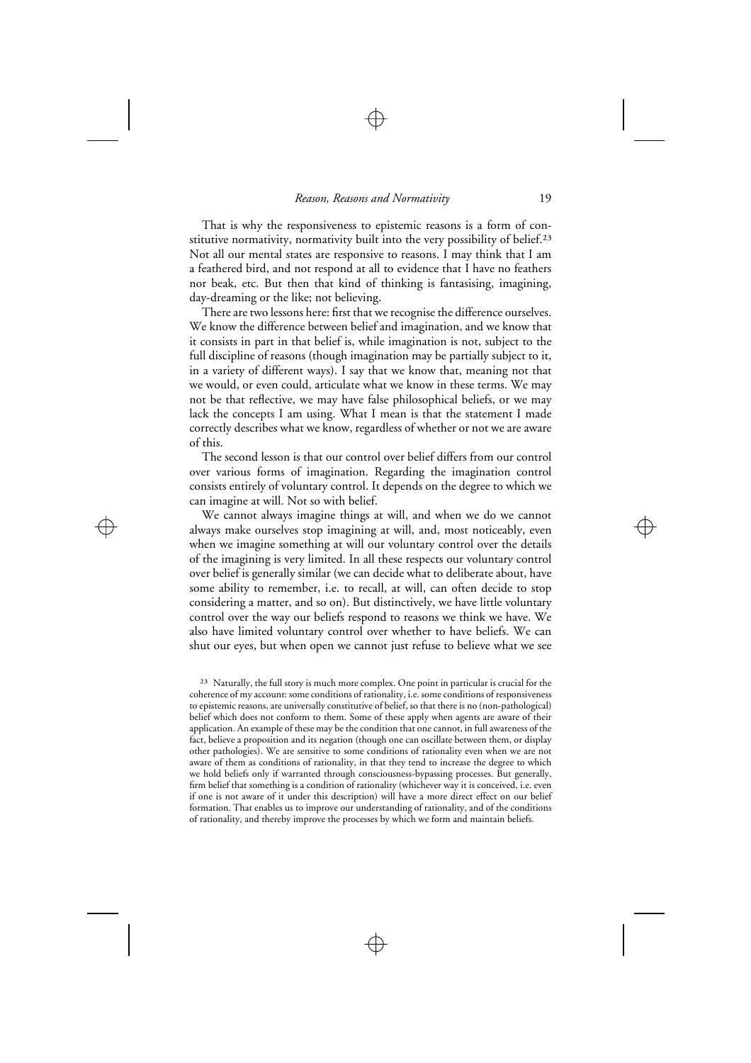That is why the responsiveness to epistemic reasons is a form of constitutive normativity, normativity built into the very possibility of belief.[23] Not all our mental states are responsive to reasons. I may think that I am a feathered bird, and not respond at all to evidence that I have no feathers nor beak, etc. But then that kind of thinking is fantasising, imagining, day-dreaming or the like; not believing.

There are two lessons here: first that we recognise the difference ourselves. We know the difference between belief and imagination, and we know that it consists in part in that belief is, while imagination is not, subject to the full discipline of reasons (though imagination may be partially subject to it, in a variety of different ways). I say that we know that, meaning not that we would, or even could, articulate what we know in these terms. We may not be that reflective, we may have false philosophical beliefs, or we may lack the concepts I am using. What I mean is that the statement I made correctly describes what we know, regardless of whether or not we are aware of this.

The second lesson is that our control over belief differs from our control over various forms of imagination. Regarding the imagination control consists entirely of voluntary control. It depends on the degree to which we can imagine at will. Not so with belief.

We cannot always imagine things at will, and when we do we cannot always make ourselves stop imagining at will, and, most noticeably, even when we imagine something at will our voluntary control over the details of the imagining is very limited. In all these respects our voluntary control over belief is generally similar (we can decide what to deliberate about, have some ability to remember, i.e. to recall, at will, can often decide to stop considering a matter, and so on). But distinctively, we have little voluntary control over the way our beliefs respond to reasons we think we have. We also have limited voluntary control over whether to have beliefs. We can shut our eyes, but when open we cannot just refuse to believe what we see

[23] Naturally, the full story is much more complex. One point in particular is crucial for the coherence of my account: some conditions of rationality, i.e. some conditions of responsiveness to epistemic reasons, are universally constitutive of belief, so that there is no (non-pathological) belief which does not conform to them. Some of these apply when agents are aware of their application. An example of these may be the condition that one cannot, in full awareness of the fact, believe a proposition and its negation (though one can oscillate between them, or display other pathologies). We are sensitive to some conditions of rationality even when we are not aware of them as conditions of rationality, in that they tend to increase the degree to which we hold beliefs only if warranted through consciousness-bypassing processes. But generally, firm belief that something is a condition of rationality (whichever way it is conceived, i.e. even if one is not aware of it under this description) will have a more direct effect on our belief formation. That enables us to improve our understanding of rationality, and of the conditions of rationality, and thereby improve the processes by which we form and maintain beliefs.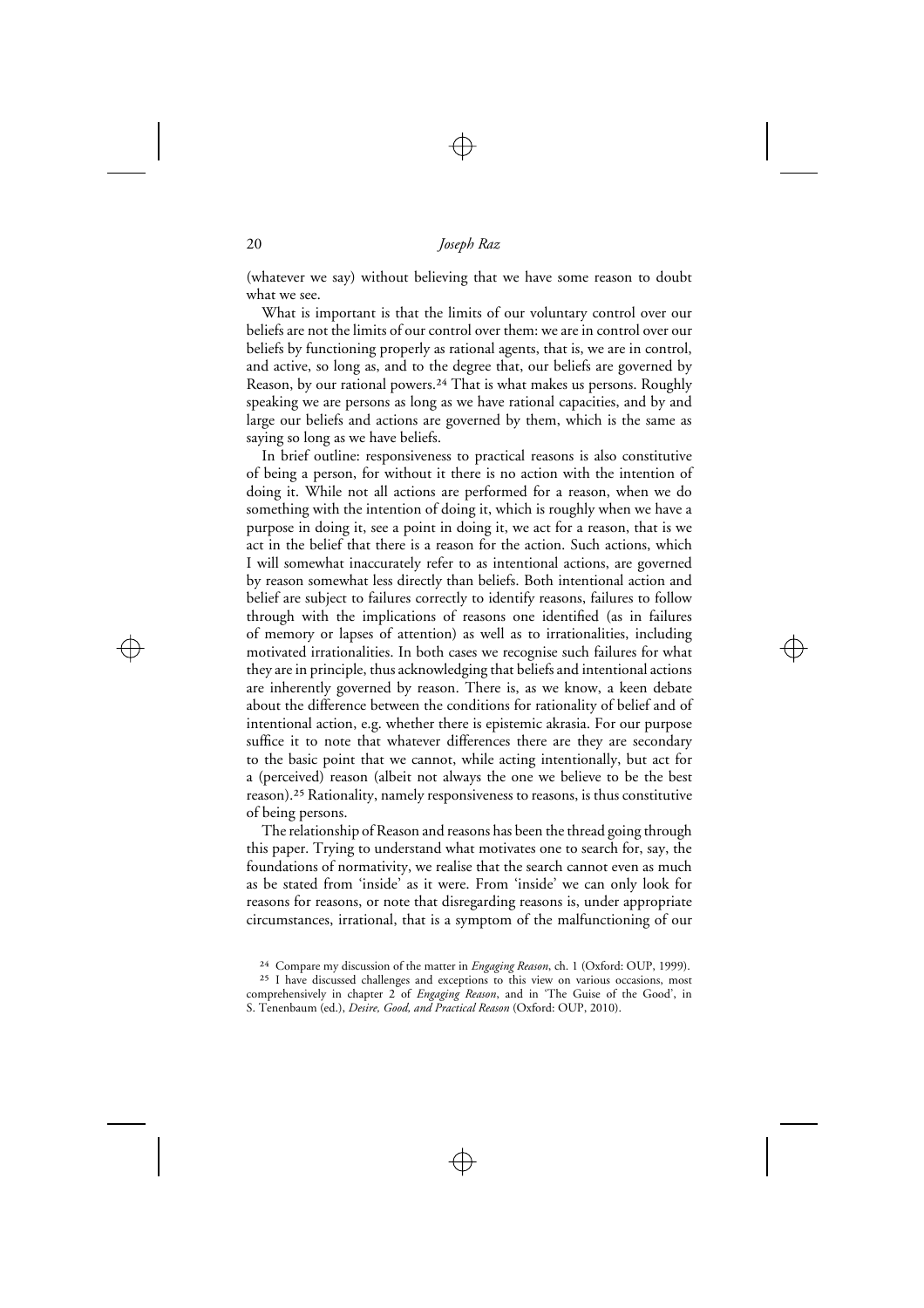(whatever we say) without believing that we have some reason to doubt what we see.

What is important is that the limits of our voluntary control over our beliefs are not the limits of our control over them: we are in control over our beliefs by functioning properly as rational agents, that is, we are in control, and active, so long as, and to the degree that, our beliefs are governed by Reason, by our rational powers.[24] That is what makes us persons. Roughly speaking we are persons as long as we have rational capacities, and by and large our beliefs and actions are governed by them, which is the same as saying so long as we have beliefs.

In brief outline: responsiveness to practical reasons is also constitutive of being a person, for without it there is no action with the intention of doing it. While not all actions are performed for a reason, when we do something with the intention of doing it, which is roughly when we have a purpose in doing it, see a point in doing it, we act for a reason, that is we act in the belief that there is a reason for the action. Such actions, which I will somewhat inaccurately refer to as intentional actions, are governed by reason somewhat less directly than beliefs. Both intentional action and belief are subject to failures correctly to identify reasons, failures to follow through with the implications of reasons one identified (as in failures of memory or lapses of attention) as well as to irrationalities, including motivated irrationalities. In both cases we recognise such failures for what they are in principle, thus acknowledging that beliefs and intentional actions are inherently governed by reason. There is, as we know, a keen debate about the difference between the conditions for rationality of belief and of intentional action, e.g. whether there is epistemic akrasia. For our purpose suffice it to note that whatever differences there are they are secondary to the basic point that we cannot, while acting intentionally, but act for a (perceived) reason (albeit not always the one we believe to be the best reason).[25] Rationality, namely responsiveness to reasons, is thus constitutive of being persons.

The relationship of Reason and reasons has been the thread going through this paper. Trying to understand what motivates one to search for, say, the foundations of normativity, we realise that the search cannot even as much as be stated from 'inside' as it were. From 'inside' we can only look for reasons for reasons, or note that disregarding reasons is, under appropriate circumstances, irrational, that is a symptom of the malfunctioning of our

[24] Compare my discussion of the matter in *Engaging Reason*, ch. 1 (Oxford: OUP, 1999).

[25] I have discussed challenges and exceptions to this view on various occasions, most comprehensively in chapter 2 of *Engaging Reason*, and in 'The Guise of the Good', in S. Tenenbaum (ed.), *Desire, Good, and Practical Reason* (Oxford: OUP, 2010).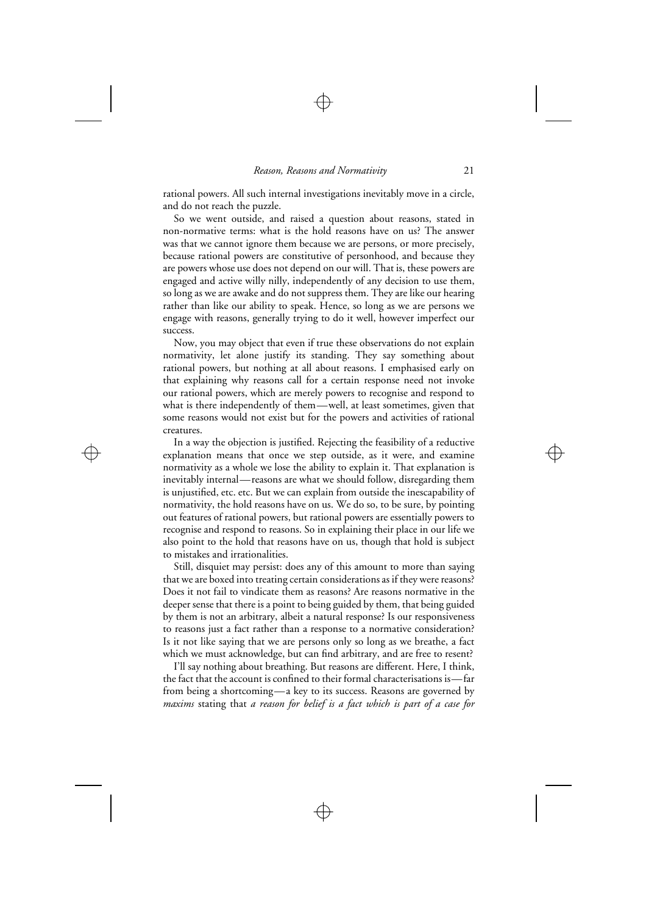rational powers. All such internal investigations inevitably move in a circle, and do not reach the puzzle.

So we went outside, and raised a question about reasons, stated in non-normative terms: what is the hold reasons have on us? The answer was that we cannot ignore them because we are persons, or more precisely, because rational powers are constitutive of personhood, and because they are powers whose use does not depend on our will. That is, these powers are engaged and active willy nilly, independently of any decision to use them, so long as we are awake and do not suppress them. They are like our hearing rather than like our ability to speak. Hence, so long as we are persons we engage with reasons, generally trying to do it well, however imperfect our success.

Now, you may object that even if true these observations do not explain normativity, let alone justify its standing. They say something about rational powers, but nothing at all about reasons. I emphasised early on that explaining why reasons call for a certain response need not invoke our rational powers, which are merely powers to recognise and respond to what is there independently of them—well, at least sometimes, given that some reasons would not exist but for the powers and activities of rational creatures.

In a way the objection is justified. Rejecting the feasibility of a reductive explanation means that once we step outside, as it were, and examine normativity as a whole we lose the ability to explain it. That explanation is inevitably internal—reasons are what we should follow, disregarding them is unjustified, etc. etc. But we can explain from outside the inescapability of normativity, the hold reasons have on us. We do so, to be sure, by pointing out features of rational powers, but rational powers are essentially powers to recognise and respond to reasons. So in explaining their place in our life we also point to the hold that reasons have on us, though that hold is subject to mistakes and irrationalities.

Still, disquiet may persist: does any of this amount to more than saying that we are boxed into treating certain considerations as if they were reasons? Does it not fail to vindicate them as reasons? Are reasons normative in the deeper sense that there is a point to being guided by them, that being guided by them is not an arbitrary, albeit a natural response? Is our responsiveness to reasons just a fact rather than a response to a normative consideration? Is it not like saying that we are persons only so long as we breathe, a fact which we must acknowledge, but can find arbitrary, and are free to resent?

I'll say nothing about breathing. But reasons are different. Here, I think, the fact that the account is confined to their formal characterisations is—far from being a shortcoming—a key to its success. Reasons are governed by *maxims* stating that *a reason for belief is a fact which is part of a case for*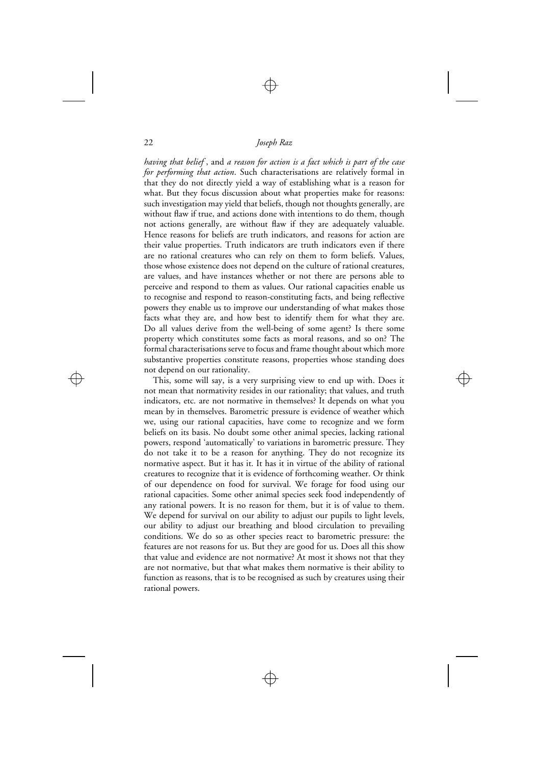*having that belief*, and *a reason for action is a fact which is part of the case for performing that action*. Such characterisations are relatively formal in that they do not directly yield a way of establishing what is a reason for what. But they focus discussion about what properties make for reasons: such investigation may yield that beliefs, though not thoughts generally, are without flaw if true, and actions done with intentions to do them, though not actions generally, are without flaw if they are adequately valuable. Hence reasons for beliefs are truth indicators, and reasons for action are their value properties. Truth indicators are truth indicators even if there are no rational creatures who can rely on them to form beliefs. Values, those whose existence does not depend on the culture of rational creatures, are values, and have instances whether or not there are persons able to perceive and respond to them as values. Our rational capacities enable us to recognise and respond to reason-constituting facts, and being reflective powers they enable us to improve our understanding of what makes those facts what they are, and how best to identify them for what they are. Do all values derive from the well-being of some agent? Is there some property which constitutes some facts as moral reasons, and so on? The formal characterisations serve to focus and frame thought about which more substantive properties constitute reasons, properties whose standing does not depend on our rationality.

This, some will say, is a very surprising view to end up with. Does it not mean that normativity resides in our rationality; that values, and truth indicators, etc. are not normative in themselves? It depends on what you mean by in themselves. Barometric pressure is evidence of weather which we, using our rational capacities, have come to recognize and we form beliefs on its basis. No doubt some other animal species, lacking rational powers, respond 'automatically' to variations in barometric pressure. They do not take it to be a reason for anything. They do not recognize its normative aspect. But it has it. It has it in virtue of the ability of rational creatures to recognize that it is evidence of forthcoming weather. Or think of our dependence on food for survival. We forage for food using our rational capacities. Some other animal species seek food independently of any rational powers. It is no reason for them, but it is of value to them. We depend for survival on our ability to adjust our pupils to light levels, our ability to adjust our breathing and blood circulation to prevailing conditions. We do so as other species react to barometric pressure: the features are not reasons for us. But they are good for us. Does all this show that value and evidence are not normative? At most it shows not that they are not normative, but that what makes them normative is their ability to function as reasons, that is to be recognised as such by creatures using their rational powers.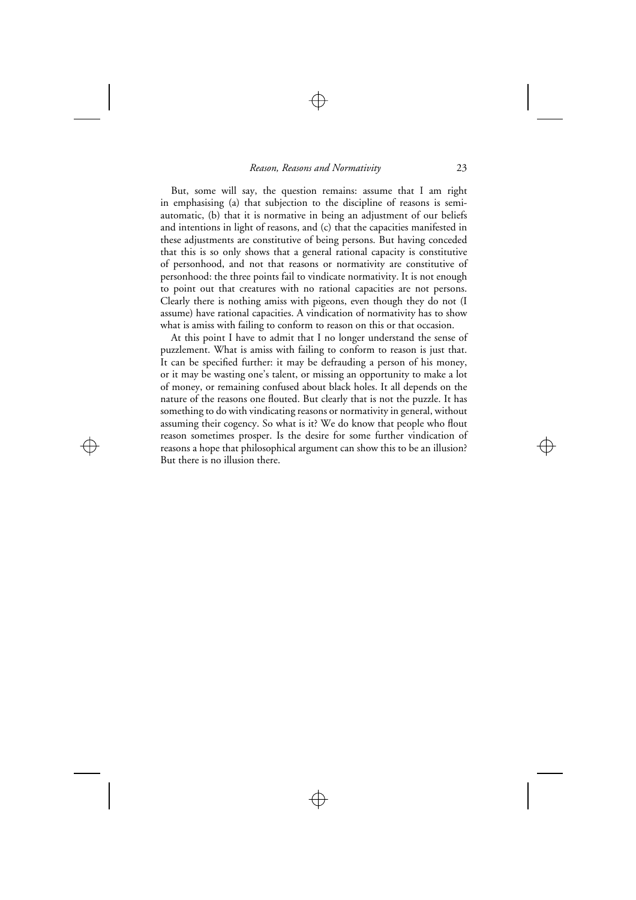But, some will say, the question remains: assume that I am right in emphasising (a) that subjection to the discipline of reasons is semi-automatic, (b) that it is normative in being an adjustment of our beliefs and intentions in light of reasons, and (c) that the capacities manifested in these adjustments are constitutive of being persons. But having conceded that this is so only shows that a general rational capacity is constitutive of personhood, and not that reasons or normativity are constitutive of personhood: the three points fail to vindicate normativity. It is not enough to point out that creatures with no rational capacities are not persons. Clearly there is nothing amiss with pigeons, even though they do not (I assume) have rational capacities. A vindication of normativity has to show what is amiss with failing to conform to reason on this or that occasion.

At this point I have to admit that I no longer understand the sense of puzzlement. What is amiss with failing to conform to reason is just that. It can be specified further: it may be defrauding a person of his money, or it may be wasting one's talent, or missing an opportunity to make a lot of money, or remaining confused about black holes. It all depends on the nature of the reasons one flouted. But clearly that is not the puzzle. It has something to do with vindicating reasons or normativity in general, without assuming their cogency. So what is it? We do know that people who flout reason sometimes prosper. Is the desire for some further vindication of reasons a hope that philosophical argument can show this to be an illusion? But there is no illusion there.